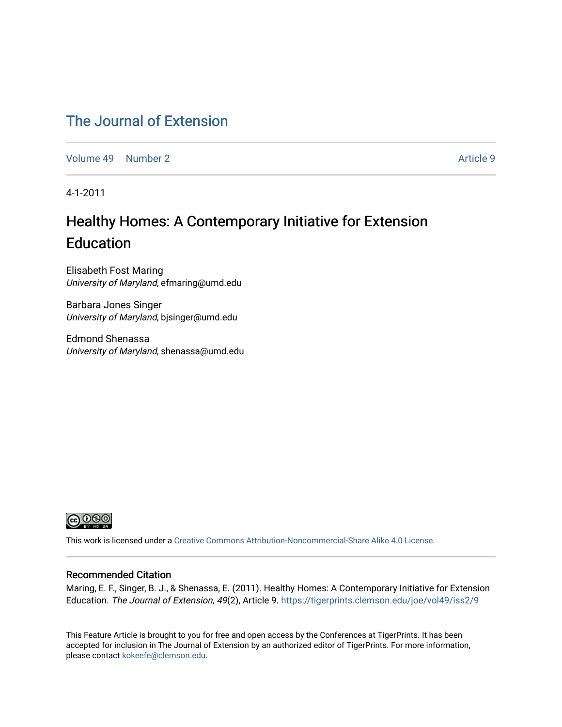# The Journal of Extension

Volume 49 | Number 2 | Article 9

4-1-2011

## Healthy Homes: A Contemporary Initiative for Extension Education

Elisabeth Fost Maring
*University of Maryland*, efmaring@umd.edu

Barbara Jones Singer
*University of Maryland*, bjsinger@umd.edu

Edmond Shenassa
*University of Maryland*, shenassa@umd.edu

This work is licensed under a Creative Commons Attribution-Noncommercial-Share Alike 4.0 License.

### Recommended Citation

Maring, E. F., Singer, B. J., & Shenassa, E. (2011). Healthy Homes: A Contemporary Initiative for Extension Education. *The Journal of Extension, 49*(2), Article 9. https://tigerprints.clemson.edu/joe/vol49/iss2/9

This Feature Article is brought to you for free and open access by the Conferences at TigerPrints. It has been accepted for inclusion in The Journal of Extension by an authorized editor of TigerPrints. For more information, please contact kokeefe@clemson.edu.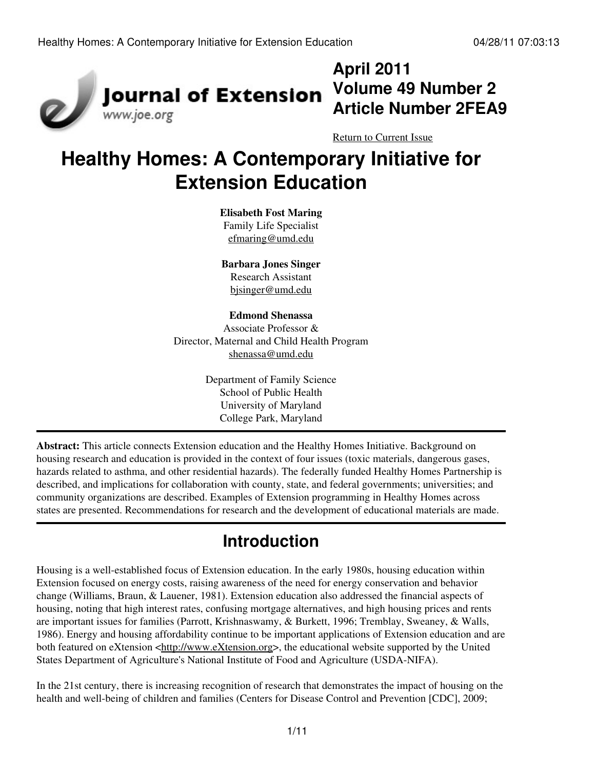April 2011
Volume 49 Number 2
Article Number 2FEA9

Return to Current Issue

# Healthy Homes: A Contemporary Initiative for Extension Education

**Elisabeth Fost Maring**
Family Life Specialist
efmaring@umd.edu

**Barbara Jones Singer**
Research Assistant
bjsinger@umd.edu

**Edmond Shenassa**
Associate Professor &
Director, Maternal and Child Health Program
shenassa@umd.edu

Department of Family Science
School of Public Health
University of Maryland
College Park, Maryland

**Abstract:** This article connects Extension education and the Healthy Homes Initiative. Background on housing research and education is provided in the context of four issues (toxic materials, dangerous gases, hazards related to asthma, and other residential hazards). The federally funded Healthy Homes Partnership is described, and implications for collaboration with county, state, and federal governments; universities; and community organizations are described. Examples of Extension programming in Healthy Homes across states are presented. Recommendations for research and the development of educational materials are made.

## Introduction

Housing is a well-established focus of Extension education. In the early 1980s, housing education within Extension focused on energy costs, raising awareness of the need for energy conservation and behavior change (Williams, Braun, & Lauener, 1981). Extension education also addressed the financial aspects of housing, noting that high interest rates, confusing mortgage alternatives, and high housing prices and rents are important issues for families (Parrott, Krishnaswamy, & Burkett, 1996; Tremblay, Sweaney, & Walls, 1986). Energy and housing affordability continue to be important applications of Extension education and are both featured on eXtension <http://www.eXtension.org>, the educational website supported by the United States Department of Agriculture's National Institute of Food and Agriculture (USDA-NIFA).

In the 21st century, there is increasing recognition of research that demonstrates the impact of housing on the health and well-being of children and families (Centers for Disease Control and Prevention [CDC], 2009;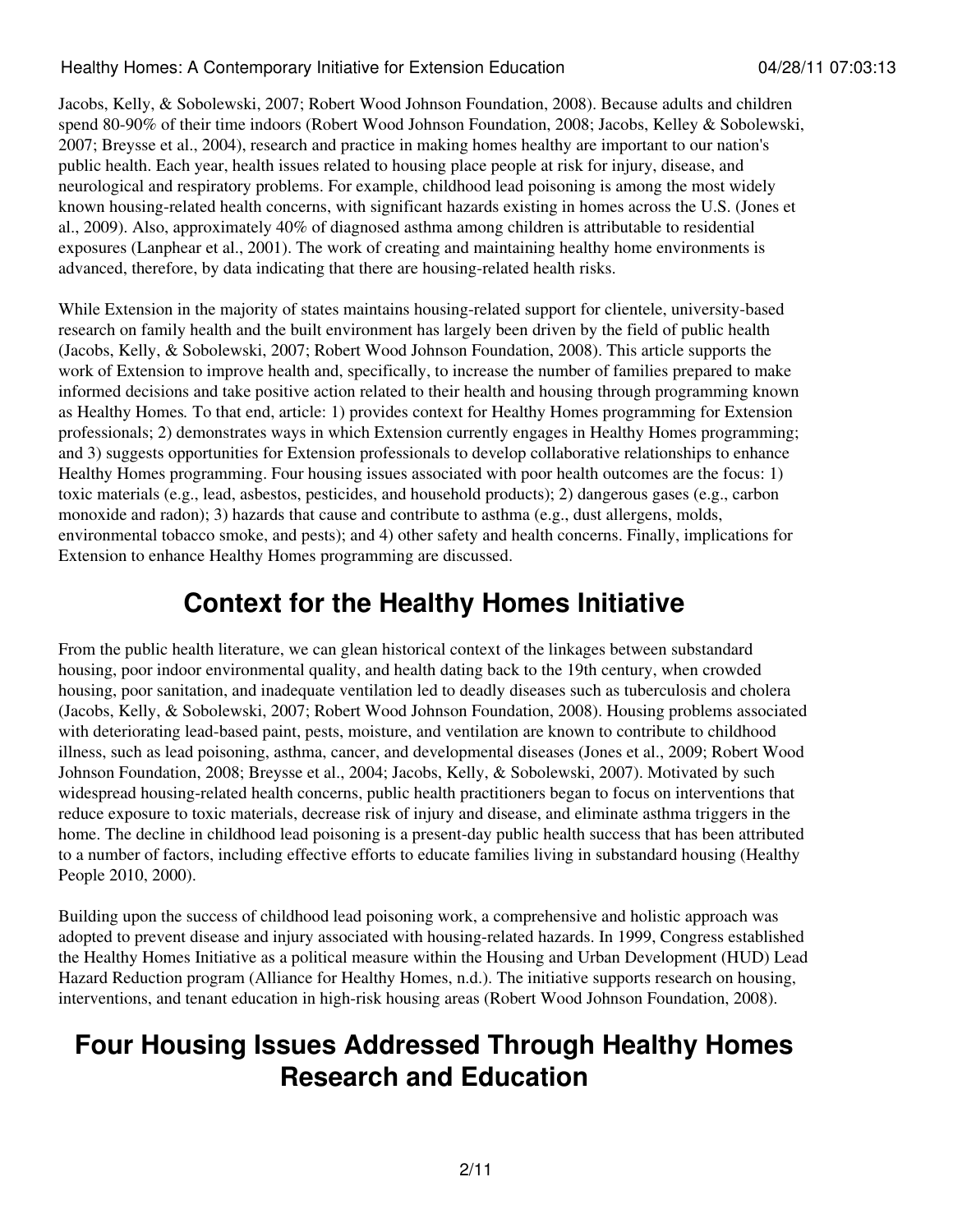Jacobs, Kelly, & Sobolewski, 2007; Robert Wood Johnson Foundation, 2008). Because adults and children spend 80-90% of their time indoors (Robert Wood Johnson Foundation, 2008; Jacobs, Kelley & Sobolewski, 2007; Breysse et al., 2004), research and practice in making homes healthy are important to our nation's public health. Each year, health issues related to housing place people at risk for injury, disease, and neurological and respiratory problems. For example, childhood lead poisoning is among the most widely known housing-related health concerns, with significant hazards existing in homes across the U.S. (Jones et al., 2009). Also, approximately 40% of diagnosed asthma among children is attributable to residential exposures (Lanphear et al., 2001). The work of creating and maintaining healthy home environments is advanced, therefore, by data indicating that there are housing-related health risks.

While Extension in the majority of states maintains housing-related support for clientele, university-based research on family health and the built environment has largely been driven by the field of public health (Jacobs, Kelly, & Sobolewski, 2007; Robert Wood Johnson Foundation, 2008). This article supports the work of Extension to improve health and, specifically, to increase the number of families prepared to make informed decisions and take positive action related to their health and housing through programming known as Healthy Homes*.* To that end, article: 1) provides context for Healthy Homes programming for Extension professionals; 2) demonstrates ways in which Extension currently engages in Healthy Homes programming; and 3) suggests opportunities for Extension professionals to develop collaborative relationships to enhance Healthy Homes programming. Four housing issues associated with poor health outcomes are the focus: 1) toxic materials (e.g., lead, asbestos, pesticides, and household products); 2) dangerous gases (e.g., carbon monoxide and radon); 3) hazards that cause and contribute to asthma (e.g., dust allergens, molds, environmental tobacco smoke, and pests); and 4) other safety and health concerns. Finally, implications for Extension to enhance Healthy Homes programming are discussed.

## Context for the Healthy Homes Initiative

From the public health literature, we can glean historical context of the linkages between substandard housing, poor indoor environmental quality, and health dating back to the 19th century, when crowded housing, poor sanitation, and inadequate ventilation led to deadly diseases such as tuberculosis and cholera (Jacobs, Kelly, & Sobolewski, 2007; Robert Wood Johnson Foundation, 2008). Housing problems associated with deteriorating lead-based paint, pests, moisture, and ventilation are known to contribute to childhood illness, such as lead poisoning, asthma, cancer, and developmental diseases (Jones et al., 2009; Robert Wood Johnson Foundation, 2008; Breysse et al., 2004; Jacobs, Kelly, & Sobolewski, 2007). Motivated by such widespread housing-related health concerns, public health practitioners began to focus on interventions that reduce exposure to toxic materials, decrease risk of injury and disease, and eliminate asthma triggers in the home. The decline in childhood lead poisoning is a present-day public health success that has been attributed to a number of factors, including effective efforts to educate families living in substandard housing (Healthy People 2010, 2000).

Building upon the success of childhood lead poisoning work, a comprehensive and holistic approach was adopted to prevent disease and injury associated with housing-related hazards. In 1999, Congress established the Healthy Homes Initiative as a political measure within the Housing and Urban Development (HUD) Lead Hazard Reduction program (Alliance for Healthy Homes, n.d.). The initiative supports research on housing, interventions, and tenant education in high-risk housing areas (Robert Wood Johnson Foundation, 2008).

## Four Housing Issues Addressed Through Healthy Homes Research and Education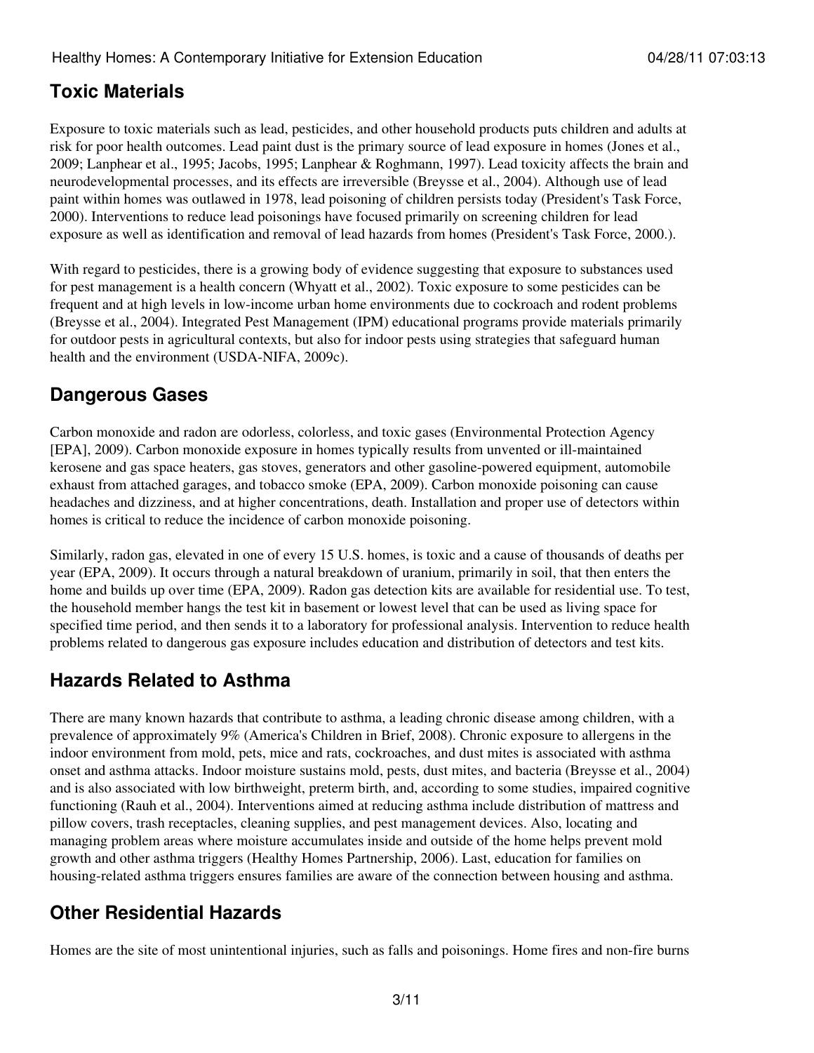## Toxic Materials

Exposure to toxic materials such as lead, pesticides, and other household products puts children and adults at risk for poor health outcomes. Lead paint dust is the primary source of lead exposure in homes (Jones et al., 2009; Lanphear et al., 1995; Jacobs, 1995; Lanphear & Roghmann, 1997). Lead toxicity affects the brain and neurodevelopmental processes, and its effects are irreversible (Breysse et al., 2004). Although use of lead paint within homes was outlawed in 1978, lead poisoning of children persists today (President's Task Force, 2000). Interventions to reduce lead poisonings have focused primarily on screening children for lead exposure as well as identification and removal of lead hazards from homes (President's Task Force, 2000.).

With regard to pesticides, there is a growing body of evidence suggesting that exposure to substances used for pest management is a health concern (Whyatt et al., 2002). Toxic exposure to some pesticides can be frequent and at high levels in low-income urban home environments due to cockroach and rodent problems (Breysse et al., 2004). Integrated Pest Management (IPM) educational programs provide materials primarily for outdoor pests in agricultural contexts, but also for indoor pests using strategies that safeguard human health and the environment (USDA-NIFA, 2009c).

## Dangerous Gases

Carbon monoxide and radon are odorless, colorless, and toxic gases (Environmental Protection Agency [EPA], 2009). Carbon monoxide exposure in homes typically results from unvented or ill-maintained kerosene and gas space heaters, gas stoves, generators and other gasoline-powered equipment, automobile exhaust from attached garages, and tobacco smoke (EPA, 2009). Carbon monoxide poisoning can cause headaches and dizziness, and at higher concentrations, death. Installation and proper use of detectors within homes is critical to reduce the incidence of carbon monoxide poisoning.

Similarly, radon gas, elevated in one of every 15 U.S. homes, is toxic and a cause of thousands of deaths per year (EPA, 2009). It occurs through a natural breakdown of uranium, primarily in soil, that then enters the home and builds up over time (EPA, 2009). Radon gas detection kits are available for residential use. To test, the household member hangs the test kit in basement or lowest level that can be used as living space for specified time period, and then sends it to a laboratory for professional analysis. Intervention to reduce health problems related to dangerous gas exposure includes education and distribution of detectors and test kits.

## Hazards Related to Asthma

There are many known hazards that contribute to asthma, a leading chronic disease among children, with a prevalence of approximately 9% (America's Children in Brief, 2008). Chronic exposure to allergens in the indoor environment from mold, pets, mice and rats, cockroaches, and dust mites is associated with asthma onset and asthma attacks. Indoor moisture sustains mold, pests, dust mites, and bacteria (Breysse et al., 2004) and is also associated with low birthweight, preterm birth, and, according to some studies, impaired cognitive functioning (Rauh et al., 2004). Interventions aimed at reducing asthma include distribution of mattress and pillow covers, trash receptacles, cleaning supplies, and pest management devices. Also, locating and managing problem areas where moisture accumulates inside and outside of the home helps prevent mold growth and other asthma triggers (Healthy Homes Partnership, 2006). Last, education for families on housing-related asthma triggers ensures families are aware of the connection between housing and asthma.

## Other Residential Hazards

Homes are the site of most unintentional injuries, such as falls and poisonings. Home fires and non-fire burns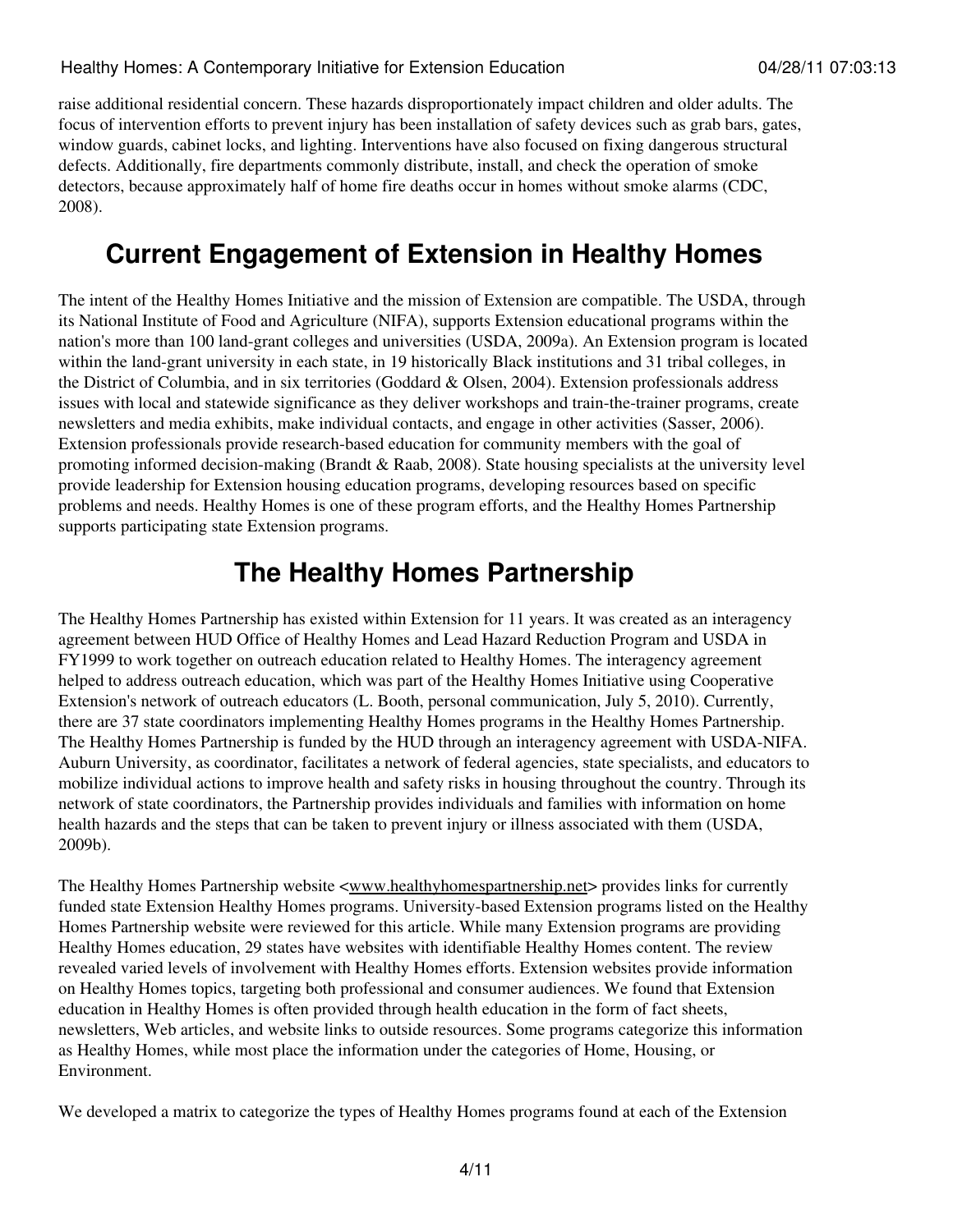raise additional residential concern. These hazards disproportionately impact children and older adults. The focus of intervention efforts to prevent injury has been installation of safety devices such as grab bars, gates, window guards, cabinet locks, and lighting. Interventions have also focused on fixing dangerous structural defects. Additionally, fire departments commonly distribute, install, and check the operation of smoke detectors, because approximately half of home fire deaths occur in homes without smoke alarms (CDC, 2008).

## Current Engagement of Extension in Healthy Homes

The intent of the Healthy Homes Initiative and the mission of Extension are compatible. The USDA, through its National Institute of Food and Agriculture (NIFA), supports Extension educational programs within the nation's more than 100 land-grant colleges and universities (USDA, 2009a). An Extension program is located within the land-grant university in each state, in 19 historically Black institutions and 31 tribal colleges, in the District of Columbia, and in six territories (Goddard & Olsen, 2004). Extension professionals address issues with local and statewide significance as they deliver workshops and train-the-trainer programs, create newsletters and media exhibits, make individual contacts, and engage in other activities (Sasser, 2006). Extension professionals provide research-based education for community members with the goal of promoting informed decision-making (Brandt & Raab, 2008). State housing specialists at the university level provide leadership for Extension housing education programs, developing resources based on specific problems and needs. Healthy Homes is one of these program efforts, and the Healthy Homes Partnership supports participating state Extension programs.

## The Healthy Homes Partnership

The Healthy Homes Partnership has existed within Extension for 11 years. It was created as an interagency agreement between HUD Office of Healthy Homes and Lead Hazard Reduction Program and USDA in FY1999 to work together on outreach education related to Healthy Homes. The interagency agreement helped to address outreach education, which was part of the Healthy Homes Initiative using Cooperative Extension's network of outreach educators (L. Booth, personal communication, July 5, 2010). Currently, there are 37 state coordinators implementing Healthy Homes programs in the Healthy Homes Partnership. The Healthy Homes Partnership is funded by the HUD through an interagency agreement with USDA-NIFA. Auburn University, as coordinator, facilitates a network of federal agencies, state specialists, and educators to mobilize individual actions to improve health and safety risks in housing throughout the country. Through its network of state coordinators, the Partnership provides individuals and families with information on home health hazards and the steps that can be taken to prevent injury or illness associated with them (USDA, 2009b).

The Healthy Homes Partnership website <www.healthyhomespartnership.net> provides links for currently funded state Extension Healthy Homes programs. University-based Extension programs listed on the Healthy Homes Partnership website were reviewed for this article. While many Extension programs are providing Healthy Homes education, 29 states have websites with identifiable Healthy Homes content. The review revealed varied levels of involvement with Healthy Homes efforts. Extension websites provide information on Healthy Homes topics, targeting both professional and consumer audiences. We found that Extension education in Healthy Homes is often provided through health education in the form of fact sheets, newsletters, Web articles, and website links to outside resources. Some programs categorize this information as Healthy Homes, while most place the information under the categories of Home, Housing, or Environment.

We developed a matrix to categorize the types of Healthy Homes programs found at each of the Extension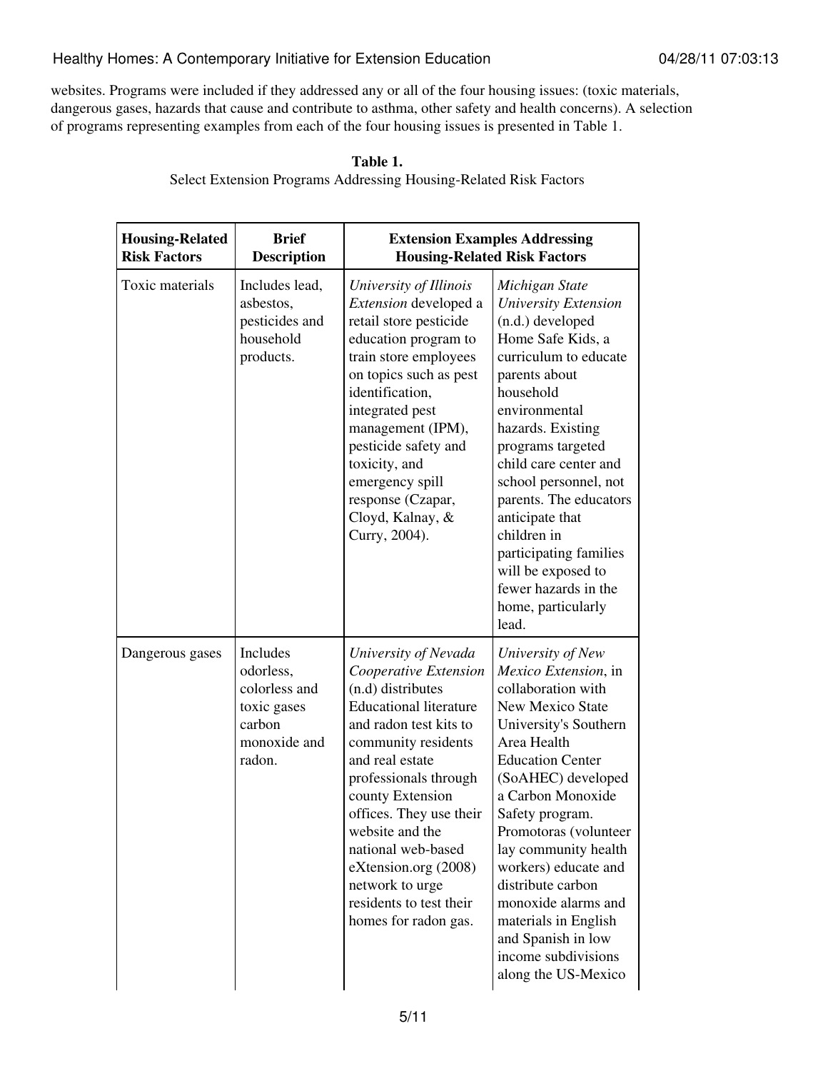websites. Programs were included if they addressed any or all of the four housing issues: (toxic materials, dangerous gases, hazards that cause and contribute to asthma, other safety and health concerns). A selection of programs representing examples from each of the four housing issues is presented in Table 1.

**Table 1.**
Select Extension Programs Addressing Housing-Related Risk Factors

| **Housing-Related Risk Factors** | **Brief Description** | **Extension Examples Addressing Housing-Related Risk Factors** | |
|---|---|---|---|
| Toxic materials | Includes lead, asbestos, pesticides and household products. | *University of Illinois Extension* developed a retail store pesticide education program to train store employees on topics such as pest identification, integrated pest management (IPM), pesticide safety and toxicity, and emergency spill response (Czapar, Cloyd, Kalnay, & Curry, 2004). | *Michigan State University Extension* (n.d.) developed Home Safe Kids, a curriculum to educate parents about household environmental hazards. Existing programs targeted child care center and school personnel, not parents. The educators anticipate that children in participating families will be exposed to fewer hazards in the home, particularly lead. |
| Dangerous gases | Includes odorless, colorless and toxic gases carbon monoxide and radon. | *University of Nevada Cooperative Extension* (n.d) distributes Educational literature and radon test kits to community residents and real estate professionals through county Extension offices. They use their website and the national web-based eXtension.org (2008) network to urge residents to test their homes for radon gas. | *University of New Mexico Extension*, in collaboration with New Mexico State University's Southern Area Health Education Center (SoAHEC) developed a Carbon Monoxide Safety program. Promotoras (volunteer lay community health workers) educate and distribute carbon monoxide alarms and materials in English and Spanish in low income subdivisions along the US-Mexico |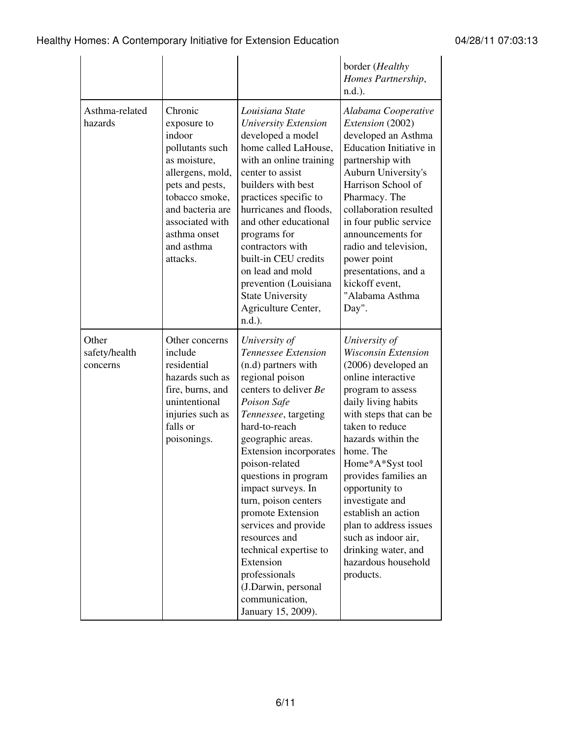| | | | |
|---|---|---|---|
| | | | border (*Healthy Homes Partnership*, n.d.). |
| Asthma-related hazards | Chronic exposure to indoor pollutants such as moisture, allergens, mold, pets and pests, tobacco smoke, and bacteria are associated with asthma onset and asthma attacks. | *Louisiana State University Extension* developed a model home called LaHouse, with an online training center to assist builders with best practices specific to hurricanes and floods, and other educational programs for contractors with built-in CEU credits on lead and mold prevention (Louisiana State University Agriculture Center, n.d.). | *Alabama Cooperative Extension* (2002) developed an Asthma Education Initiative in partnership with Auburn University's Harrison School of Pharmacy. The collaboration resulted in four public service announcements for radio and television, power point presentations, and a kickoff event, "Alabama Asthma Day". |
| Other safety/health concerns | Other concerns include residential hazards such as fire, burns, and unintentional injuries such as falls or poisonings. | *University of Tennessee Extension* (n.d) partners with regional poison centers to deliver *Be Poison Safe Tennessee*, targeting hard-to-reach geographic areas. Extension incorporates poison-related questions in program impact surveys. In turn, poison centers promote Extension services and provide resources and technical expertise to Extension professionals (J.Darwin, personal communication, January 15, 2009). | *University of Wisconsin Extension* (2006) developed an online interactive program to assess daily living habits with steps that can be taken to reduce hazards within the home. The Home*A*Syst tool provides families an opportunity to investigate and establish an action plan to address issues such as indoor air, drinking water, and hazardous household products. |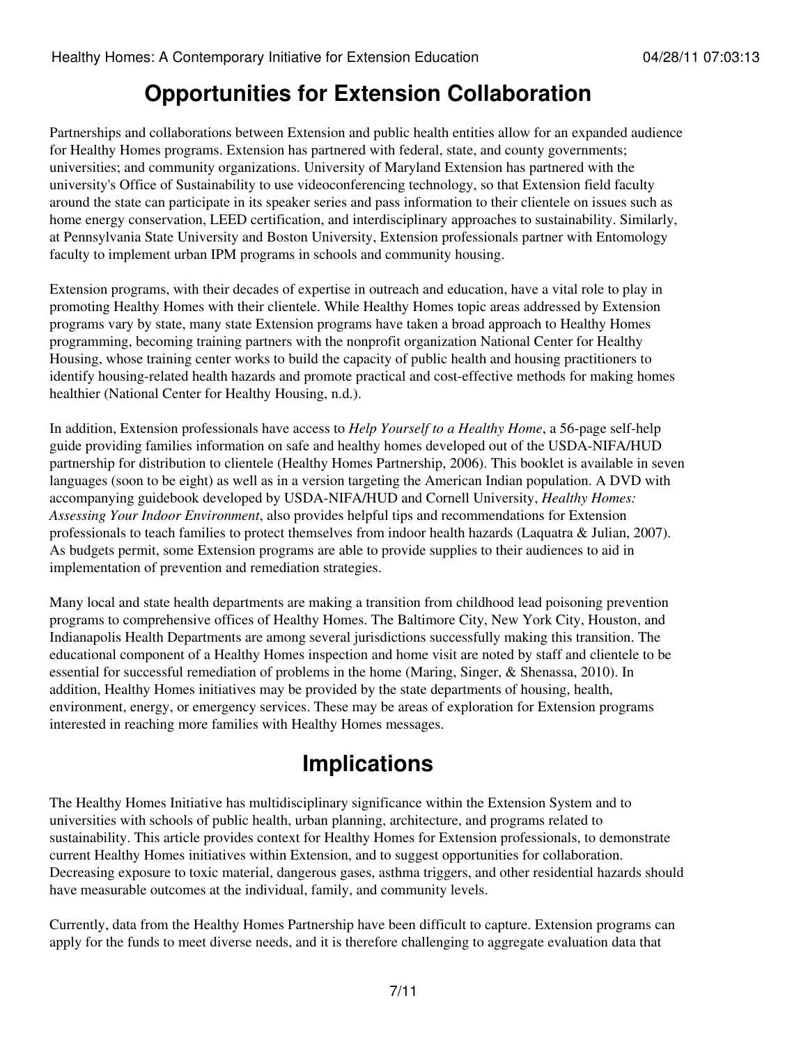## Opportunities for Extension Collaboration

Partnerships and collaborations between Extension and public health entities allow for an expanded audience for Healthy Homes programs. Extension has partnered with federal, state, and county governments; universities; and community organizations. University of Maryland Extension has partnered with the university's Office of Sustainability to use videoconferencing technology, so that Extension field faculty around the state can participate in its speaker series and pass information to their clientele on issues such as home energy conservation, LEED certification, and interdisciplinary approaches to sustainability. Similarly, at Pennsylvania State University and Boston University, Extension professionals partner with Entomology faculty to implement urban IPM programs in schools and community housing.

Extension programs, with their decades of expertise in outreach and education, have a vital role to play in promoting Healthy Homes with their clientele. While Healthy Homes topic areas addressed by Extension programs vary by state, many state Extension programs have taken a broad approach to Healthy Homes programming, becoming training partners with the nonprofit organization National Center for Healthy Housing, whose training center works to build the capacity of public health and housing practitioners to identify housing-related health hazards and promote practical and cost-effective methods for making homes healthier (National Center for Healthy Housing, n.d.).

In addition, Extension professionals have access to *Help Yourself to a Healthy Home*, a 56-page self-help guide providing families information on safe and healthy homes developed out of the USDA-NIFA/HUD partnership for distribution to clientele (Healthy Homes Partnership, 2006). This booklet is available in seven languages (soon to be eight) as well as in a version targeting the American Indian population. A DVD with accompanying guidebook developed by USDA-NIFA/HUD and Cornell University, *Healthy Homes: Assessing Your Indoor Environment*, also provides helpful tips and recommendations for Extension professionals to teach families to protect themselves from indoor health hazards (Laquatra & Julian, 2007). As budgets permit, some Extension programs are able to provide supplies to their audiences to aid in implementation of prevention and remediation strategies.

Many local and state health departments are making a transition from childhood lead poisoning prevention programs to comprehensive offices of Healthy Homes. The Baltimore City, New York City, Houston, and Indianapolis Health Departments are among several jurisdictions successfully making this transition. The educational component of a Healthy Homes inspection and home visit are noted by staff and clientele to be essential for successful remediation of problems in the home (Maring, Singer, & Shenassa, 2010). In addition, Healthy Homes initiatives may be provided by the state departments of housing, health, environment, energy, or emergency services. These may be areas of exploration for Extension programs interested in reaching more families with Healthy Homes messages.

## Implications

The Healthy Homes Initiative has multidisciplinary significance within the Extension System and to universities with schools of public health, urban planning, architecture, and programs related to sustainability. This article provides context for Healthy Homes for Extension professionals, to demonstrate current Healthy Homes initiatives within Extension, and to suggest opportunities for collaboration. Decreasing exposure to toxic material, dangerous gases, asthma triggers, and other residential hazards should have measurable outcomes at the individual, family, and community levels.

Currently, data from the Healthy Homes Partnership have been difficult to capture. Extension programs can apply for the funds to meet diverse needs, and it is therefore challenging to aggregate evaluation data that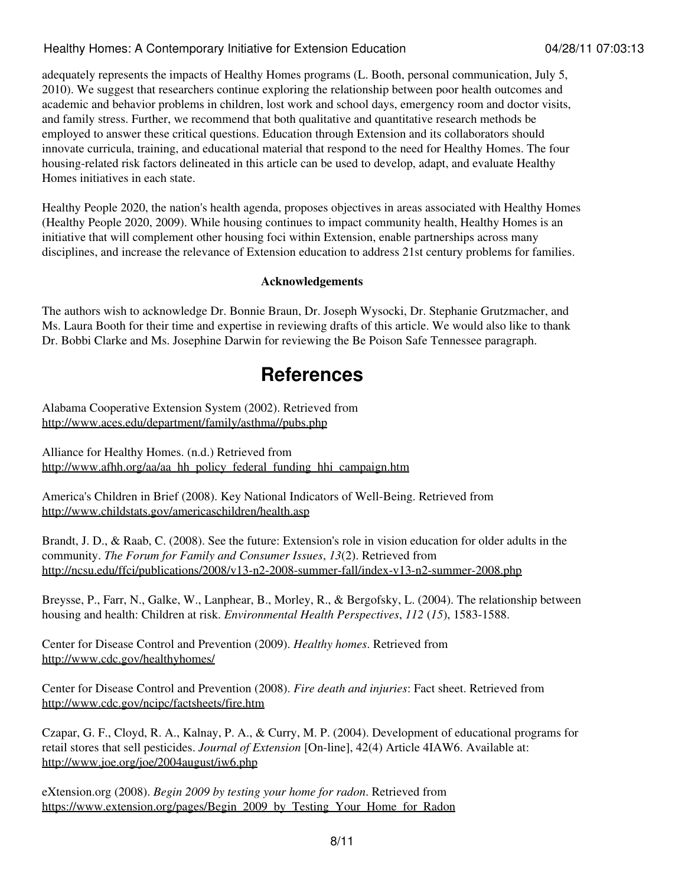adequately represents the impacts of Healthy Homes programs (L. Booth, personal communication, July 5, 2010). We suggest that researchers continue exploring the relationship between poor health outcomes and academic and behavior problems in children, lost work and school days, emergency room and doctor visits, and family stress. Further, we recommend that both qualitative and quantitative research methods be employed to answer these critical questions. Education through Extension and its collaborators should innovate curricula, training, and educational material that respond to the need for Healthy Homes. The four housing-related risk factors delineated in this article can be used to develop, adapt, and evaluate Healthy Homes initiatives in each state.

Healthy People 2020, the nation's health agenda, proposes objectives in areas associated with Healthy Homes (Healthy People 2020, 2009). While housing continues to impact community health, Healthy Homes is an initiative that will complement other housing foci within Extension, enable partnerships across many disciplines, and increase the relevance of Extension education to address 21st century problems for families.

**Acknowledgements**

The authors wish to acknowledge Dr. Bonnie Braun, Dr. Joseph Wysocki, Dr. Stephanie Grutzmacher, and Ms. Laura Booth for their time and expertise in reviewing drafts of this article. We would also like to thank Dr. Bobbi Clarke and Ms. Josephine Darwin for reviewing the Be Poison Safe Tennessee paragraph.

# References

Alabama Cooperative Extension System (2002). Retrieved from http://www.aces.edu/department/family/asthma//pubs.php

Alliance for Healthy Homes. (n.d.) Retrieved from http://www.afhh.org/aa/aa_hh_policy_federal_funding_hhi_campaign.htm

America's Children in Brief (2008). Key National Indicators of Well-Being. Retrieved from http://www.childstats.gov/americaschildren/health.asp

Brandt, J. D., & Raab, C. (2008). See the future: Extension's role in vision education for older adults in the community. *The Forum for Family and Consumer Issues*, *13*(2). Retrieved from http://ncsu.edu/ffci/publications/2008/v13-n2-2008-summer-fall/index-v13-n2-summer-2008.php

Breysse, P., Farr, N., Galke, W., Lanphear, B., Morley, R., & Bergofsky, L. (2004). The relationship between housing and health: Children at risk. *Environmental Health Perspectives*, *112* (*15*), 1583-1588.

Center for Disease Control and Prevention (2009). *Healthy homes*. Retrieved from http://www.cdc.gov/healthyhomes/

Center for Disease Control and Prevention (2008). *Fire death and injuries*: Fact sheet. Retrieved from http://www.cdc.gov/ncipc/factsheets/fire.htm

Czapar, G. F., Cloyd, R. A., Kalnay, P. A., & Curry, M. P. (2004). Development of educational programs for retail stores that sell pesticides. *Journal of Extension* [On-line], 42(4) Article 4IAW6. Available at: http://www.joe.org/joe/2004august/iw6.php

eXtension.org (2008). *Begin 2009 by testing your home for radon*. Retrieved from https://www.extension.org/pages/Begin_2009_by_Testing_Your_Home_for_Radon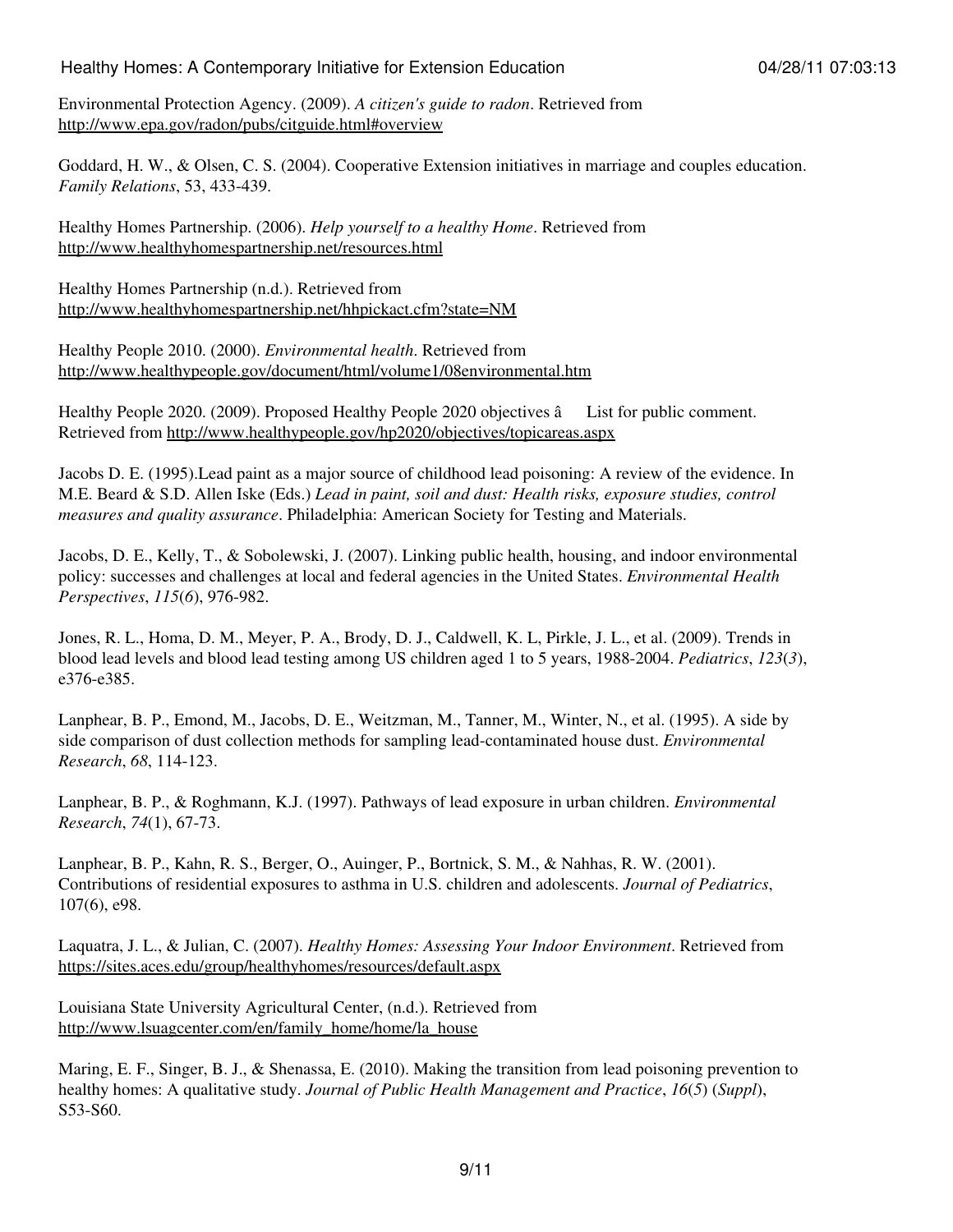Environmental Protection Agency. (2009). *A citizen's guide to radon*. Retrieved from http://www.epa.gov/radon/pubs/citguide.html#overview

Goddard, H. W., & Olsen, C. S. (2004). Cooperative Extension initiatives in marriage and couples education. *Family Relations*, 53, 433-439.

Healthy Homes Partnership. (2006). *Help yourself to a healthy Home*. Retrieved from http://www.healthyhomespartnership.net/resources.html

Healthy Homes Partnership (n.d.). Retrieved from http://www.healthyhomespartnership.net/hhpickact.cfm?state=NM

Healthy People 2010. (2000). *Environmental health*. Retrieved from http://www.healthypeople.gov/document/html/volume1/08environmental.htm

Healthy People 2020. (2009). Proposed Healthy People 2020 objectives â List for public comment. Retrieved from http://www.healthypeople.gov/hp2020/objectives/topicareas.aspx

Jacobs D. E. (1995).Lead paint as a major source of childhood lead poisoning: A review of the evidence. In M.E. Beard & S.D. Allen Iske (Eds.) *Lead in paint, soil and dust: Health risks, exposure studies, control measures and quality assurance*. Philadelphia: American Society for Testing and Materials.

Jacobs, D. E., Kelly, T., & Sobolewski, J. (2007). Linking public health, housing, and indoor environmental policy: successes and challenges at local and federal agencies in the United States. *Environmental Health Perspectives*, *115*(*6*), 976-982.

Jones, R. L., Homa, D. M., Meyer, P. A., Brody, D. J., Caldwell, K. L, Pirkle, J. L., et al. (2009). Trends in blood lead levels and blood lead testing among US children aged 1 to 5 years, 1988-2004. *Pediatrics*, *123*(*3*), e376-e385.

Lanphear, B. P., Emond, M., Jacobs, D. E., Weitzman, M., Tanner, M., Winter, N., et al. (1995). A side by side comparison of dust collection methods for sampling lead-contaminated house dust. *Environmental Research*, *68*, 114-123.

Lanphear, B. P., & Roghmann, K.J. (1997). Pathways of lead exposure in urban children. *Environmental Research*, *74*(1), 67-73.

Lanphear, B. P., Kahn, R. S., Berger, O., Auinger, P., Bortnick, S. M., & Nahhas, R. W. (2001). Contributions of residential exposures to asthma in U.S. children and adolescents. *Journal of Pediatrics*, 107(6), e98.

Laquatra, J. L., & Julian, C. (2007). *Healthy Homes: Assessing Your Indoor Environment*. Retrieved from https://sites.aces.edu/group/healthyhomes/resources/default.aspx

Louisiana State University Agricultural Center, (n.d.). Retrieved from http://www.lsuagcenter.com/en/family_home/home/la_house

Maring, E. F., Singer, B. J., & Shenassa, E. (2010). Making the transition from lead poisoning prevention to healthy homes: A qualitative study. *Journal of Public Health Management and Practice*, *16*(*5*) (*Suppl*), S53-S60.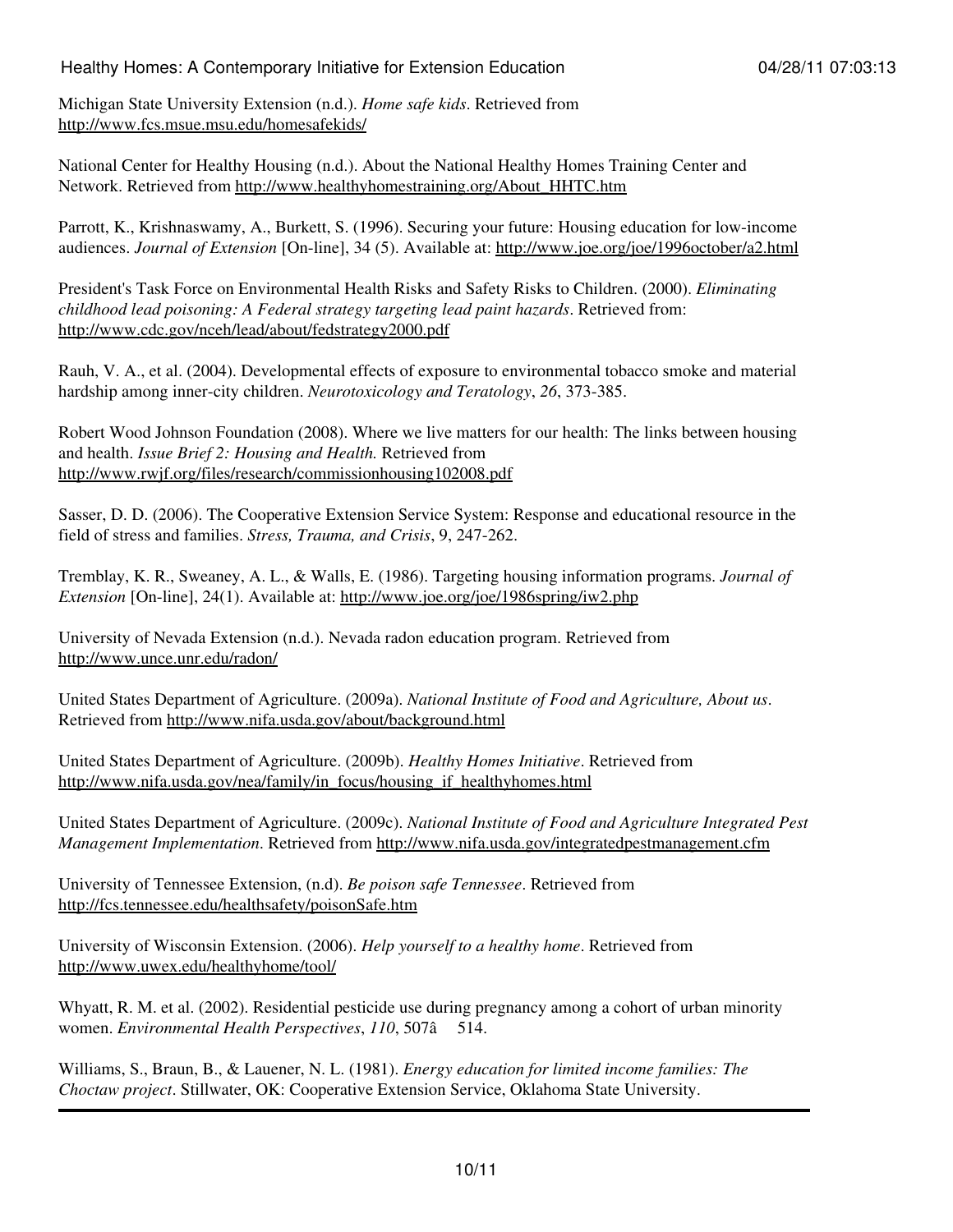Michigan State University Extension (n.d.). *Home safe kids*. Retrieved from http://www.fcs.msue.msu.edu/homesafekids/

National Center for Healthy Housing (n.d.). About the National Healthy Homes Training Center and Network. Retrieved from http://www.healthyhomestraining.org/About_HHTC.htm

Parrott, K., Krishnaswamy, A., Burkett, S. (1996). Securing your future: Housing education for low-income audiences. *Journal of Extension* [On-line], 34 (5). Available at: http://www.joe.org/joe/1996october/a2.html

President's Task Force on Environmental Health Risks and Safety Risks to Children. (2000). *Eliminating childhood lead poisoning: A Federal strategy targeting lead paint hazards*. Retrieved from: http://www.cdc.gov/nceh/lead/about/fedstrategy2000.pdf

Rauh, V. A., et al. (2004). Developmental effects of exposure to environmental tobacco smoke and material hardship among inner-city children. *Neurotoxicology and Teratology*, *26*, 373-385.

Robert Wood Johnson Foundation (2008). Where we live matters for our health: The links between housing and health. *Issue Brief 2: Housing and Health.* Retrieved from http://www.rwjf.org/files/research/commissionhousing102008.pdf

Sasser, D. D. (2006). The Cooperative Extension Service System: Response and educational resource in the field of stress and families. *Stress, Trauma, and Crisis*, 9, 247-262.

Tremblay, K. R., Sweaney, A. L., & Walls, E. (1986). Targeting housing information programs. *Journal of Extension* [On-line], 24(1). Available at: http://www.joe.org/joe/1986spring/iw2.php

University of Nevada Extension (n.d.). Nevada radon education program. Retrieved from http://www.unce.unr.edu/radon/

United States Department of Agriculture. (2009a). *National Institute of Food and Agriculture, About us*. Retrieved from http://www.nifa.usda.gov/about/background.html

United States Department of Agriculture. (2009b). *Healthy Homes Initiative*. Retrieved from http://www.nifa.usda.gov/nea/family/in_focus/housing_if_healthyhomes.html

United States Department of Agriculture. (2009c). *National Institute of Food and Agriculture Integrated Pest Management Implementation*. Retrieved from http://www.nifa.usda.gov/integratedpestmanagement.cfm

University of Tennessee Extension, (n.d). *Be poison safe Tennessee*. Retrieved from http://fcs.tennessee.edu/healthsafety/poisonSafe.htm

University of Wisconsin Extension. (2006). *Help yourself to a healthy home*. Retrieved from http://www.uwex.edu/healthyhome/tool/

Whyatt, R. M. et al. (2002). Residential pesticide use during pregnancy among a cohort of urban minority women. *Environmental Health Perspectives*, *110*, 507â 514.

Williams, S., Braun, B., & Lauener, N. L. (1981). *Energy education for limited income families: The Choctaw project*. Stillwater, OK: Cooperative Extension Service, Oklahoma State University.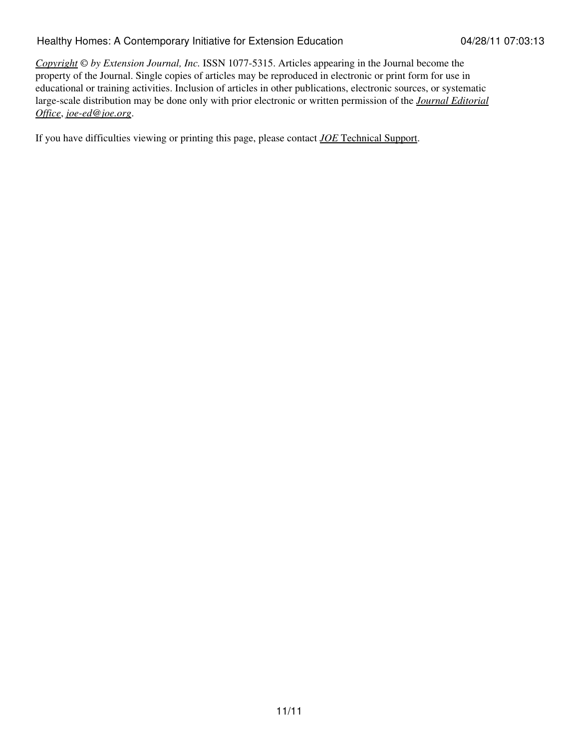*Copyright* © *by Extension Journal, Inc.* ISSN 1077-5315. Articles appearing in the Journal become the property of the Journal. Single copies of articles may be reproduced in electronic or print form for use in educational or training activities. Inclusion of articles in other publications, electronic sources, or systematic large-scale distribution may be done only with prior electronic or written permission of the *Journal Editorial Office*, *joe-ed@joe.org*.

If you have difficulties viewing or printing this page, please contact *JOE* Technical Support.